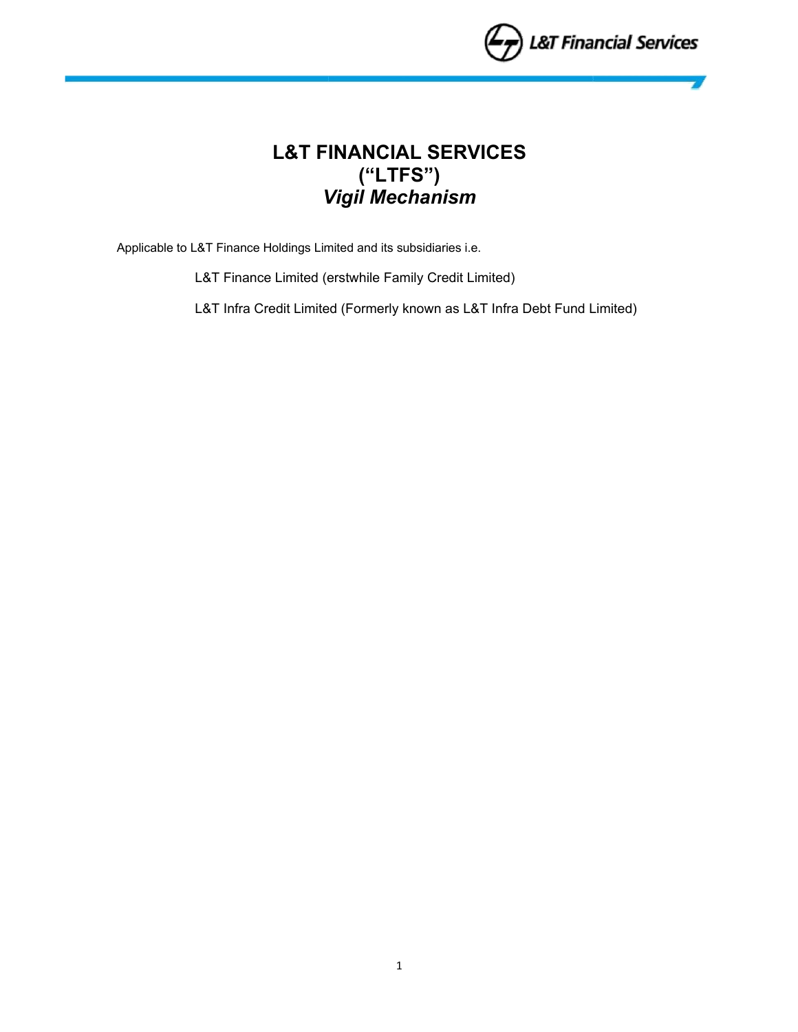# L&T FINANCIAL SERVICES
# ("LTFS")
# *Vigil Mechanism*

Applicable to L&T Finance Holdings Limited and its subsidiaries i.e.

L&T Finance Limited (erstwhile Family Credit Limited)

L&T Infra Credit Limited (Formerly known as L&T Infra Debt Fund Limited)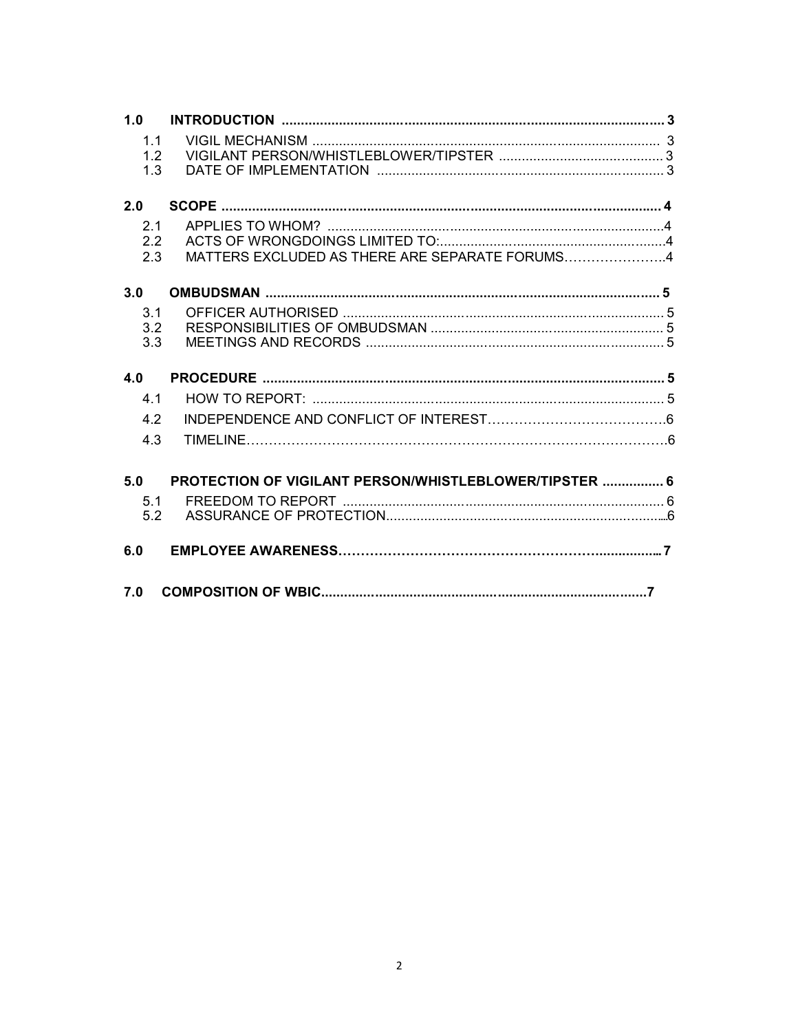| | | |
|---|---|---|
| **1.0** | **INTRODUCTION** | **3** |
| 1.1 | VIGIL MECHANISM | 3 |
| 1.2 | VIGILANT PERSON/WHISTLEBLOWER/TIPSTER | 3 |
| 1.3 | DATE OF IMPLEMENTATION | 3 |
| **2.0** | **SCOPE** | **4** |
| 2.1 | APPLIES TO WHOM? | 4 |
| 2.2 | ACTS OF WRONGDOINGS LIMITED TO: | 4 |
| 2.3 | MATTERS EXCLUDED AS THERE ARE SEPARATE FORUMS | 4 |
| **3.0** | **OMBUDSMAN** | **5** |
| 3.1 | OFFICER AUTHORISED | 5 |
| 3.2 | RESPONSIBILITIES OF OMBUDSMAN | 5 |
| 3.3 | MEETINGS AND RECORDS | 5 |
| **4.0** | **PROCEDURE** | **5** |
| 4.1 | HOW TO REPORT: | 5 |
| 4.2 | INDEPENDENCE AND CONFLICT OF INTEREST | 6 |
| 4.3 | TIMELINE | 6 |
| **5.0** | **PROTECTION OF VIGILANT PERSON/WHISTLEBLOWER/TIPSTER** | **6** |
| 5.1 | FREEDOM TO REPORT | 6 |
| 5.2 | ASSURANCE OF PROTECTION | 6 |
| **6.0** | **EMPLOYEE AWARENESS** | **7** |
| **7.0** | **COMPOSITION OF WBIC** | **7** |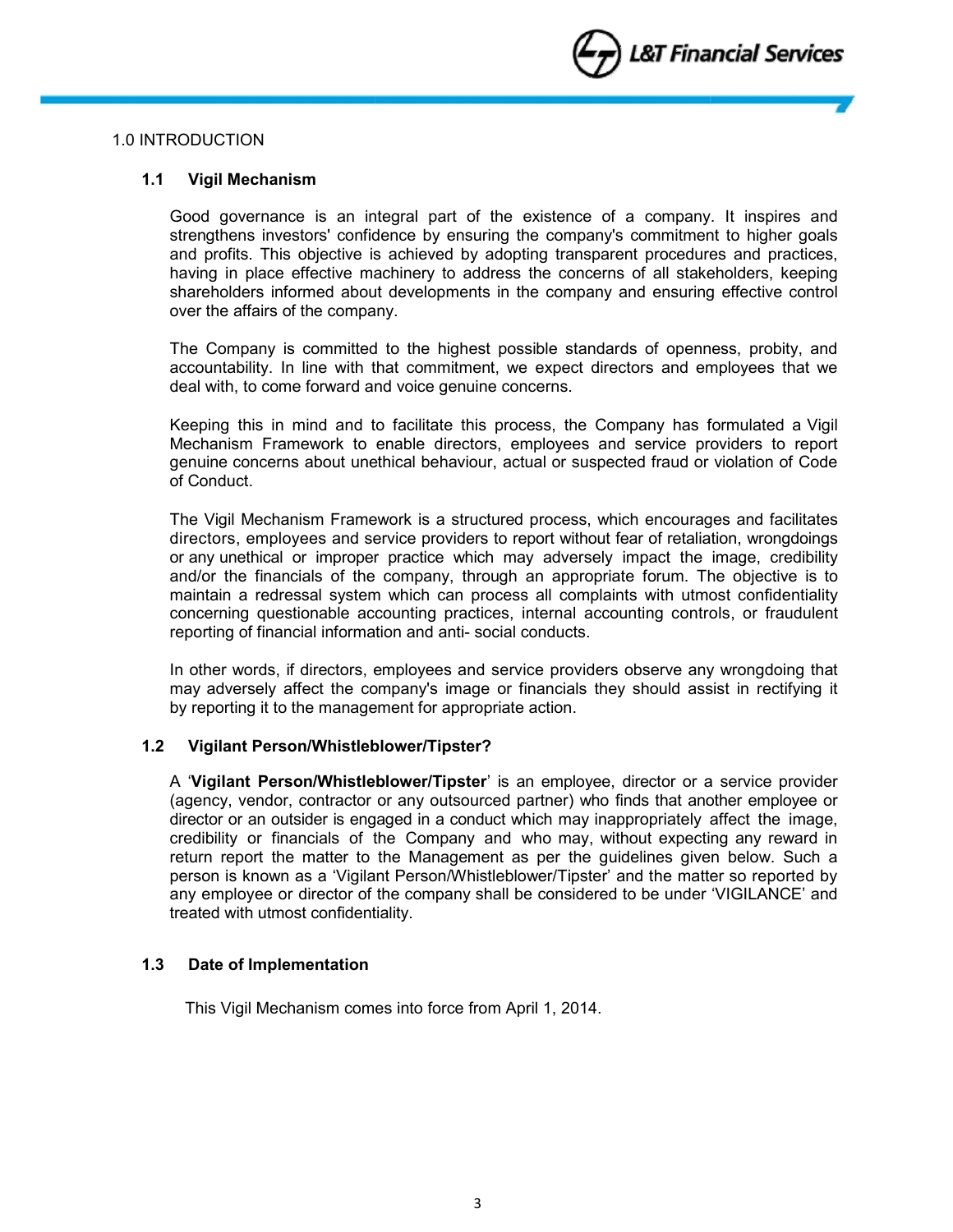## 1.0 INTRODUCTION

### 1.1 Vigil Mechanism

Good governance is an integral part of the existence of a company. It inspires and strengthens investors' confidence by ensuring the company's commitment to higher goals and profits. This objective is achieved by adopting transparent procedures and practices, having in place effective machinery to address the concerns of all stakeholders, keeping shareholders informed about developments in the company and ensuring effective control over the affairs of the company.

The Company is committed to the highest possible standards of openness, probity, and accountability. In line with that commitment, we expect directors and employees that we deal with, to come forward and voice genuine concerns.

Keeping this in mind and to facilitate this process, the Company has formulated a Vigil Mechanism Framework to enable directors, employees and service providers to report genuine concerns about unethical behaviour, actual or suspected fraud or violation of Code of Conduct.

The Vigil Mechanism Framework is a structured process, which encourages and facilitates directors, employees and service providers to report without fear of retaliation, wrongdoings or any unethical or improper practice which may adversely impact the image, credibility and/or the financials of the company, through an appropriate forum. The objective is to maintain a redressal system which can process all complaints with utmost confidentiality concerning questionable accounting practices, internal accounting controls, or fraudulent reporting of financial information and anti- social conducts.

In other words, if directors, employees and service providers observe any wrongdoing that may adversely affect the company's image or financials they should assist in rectifying it by reporting it to the management for appropriate action.

### 1.2 Vigilant Person/Whistleblower/Tipster?

A '**Vigilant Person/Whistleblower/Tipster**' is an employee, director or a service provider (agency, vendor, contractor or any outsourced partner) who finds that another employee or director or an outsider is engaged in a conduct which may inappropriately affect the image, credibility or financials of the Company and who may, without expecting any reward in return report the matter to the Management as per the guidelines given below. Such a person is known as a 'Vigilant Person/Whistleblower/Tipster' and the matter so reported by any employee or director of the company shall be considered to be under 'VIGILANCE' and treated with utmost confidentiality.

### 1.3 Date of Implementation

This Vigil Mechanism comes into force from April 1, 2014.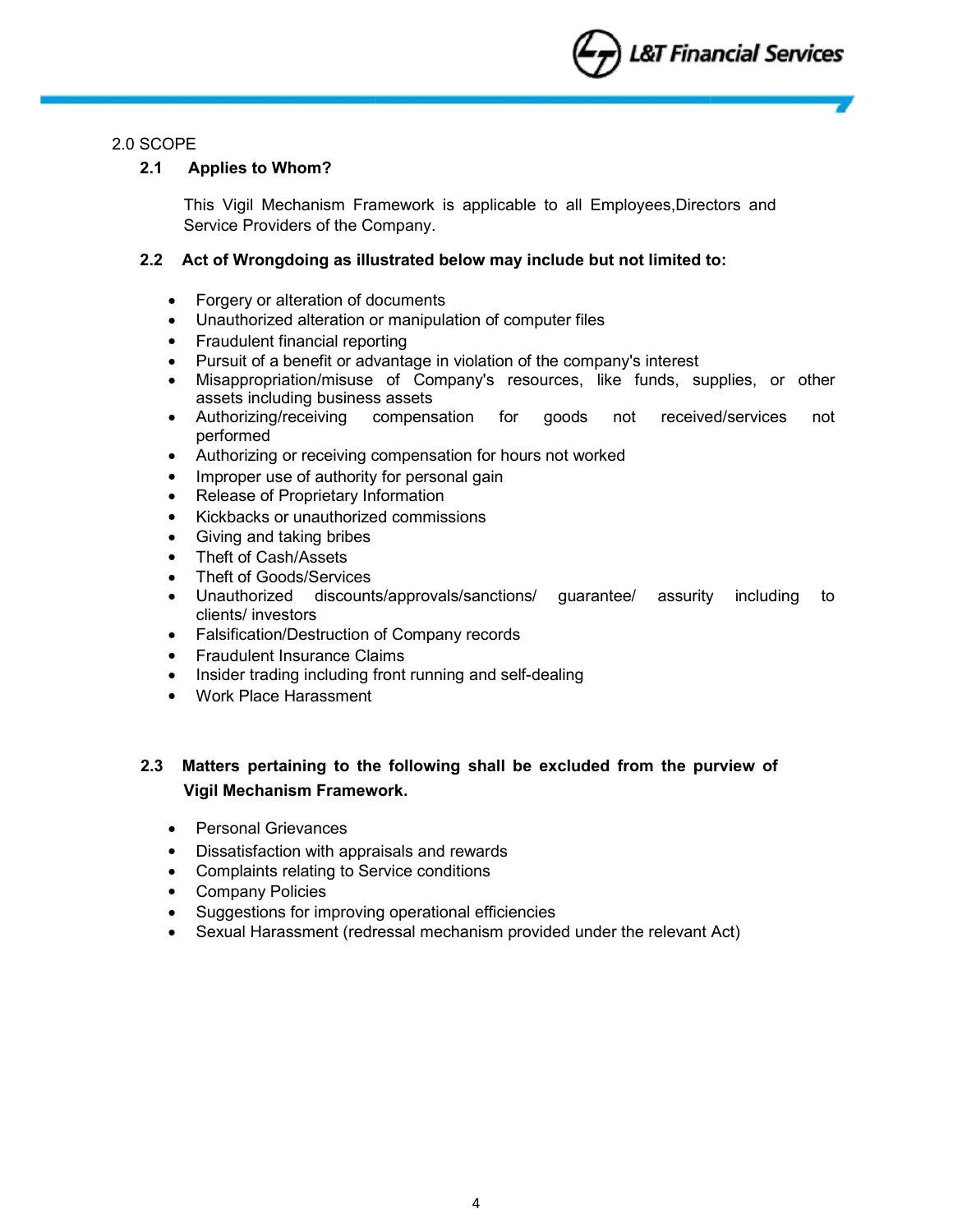## 2.0 SCOPE

### 2.1 Applies to Whom?

This Vigil Mechanism Framework is applicable to all Employees,Directors and Service Providers of the Company.

### 2.2 Act of Wrongdoing as illustrated below may include but not limited to:

- Forgery or alteration of documents
- Unauthorized alteration or manipulation of computer files
- Fraudulent financial reporting
- Pursuit of a benefit or advantage in violation of the company's interest
- Misappropriation/misuse of Company's resources, like funds, supplies, or other assets including business assets
- Authorizing/receiving compensation for goods not received/services not performed
- Authorizing or receiving compensation for hours not worked
- Improper use of authority for personal gain
- Release of Proprietary Information
- Kickbacks or unauthorized commissions
- Giving and taking bribes
- Theft of Cash/Assets
- Theft of Goods/Services
- Unauthorized discounts/approvals/sanctions/ guarantee/ assurity including to clients/ investors
- Falsification/Destruction of Company records
- Fraudulent Insurance Claims
- Insider trading including front running and self-dealing
- Work Place Harassment

### 2.3 Matters pertaining to the following shall be excluded from the purview of Vigil Mechanism Framework.

- Personal Grievances
- Dissatisfaction with appraisals and rewards
- Complaints relating to Service conditions
- Company Policies
- Suggestions for improving operational efficiencies
- Sexual Harassment (redressal mechanism provided under the relevant Act)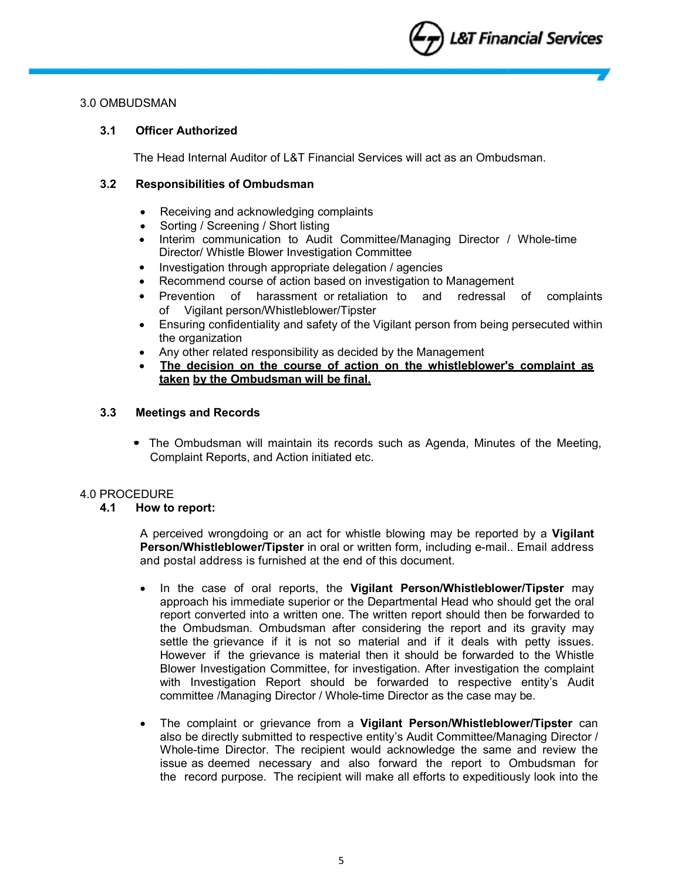## 3.0 OMBUDSMAN

### 3.1 Officer Authorized

The Head Internal Auditor of L&T Financial Services will act as an Ombudsman.

### 3.2 Responsibilities of Ombudsman

- Receiving and acknowledging complaints
- Sorting / Screening / Short listing
- Interim communication to Audit Committee/Managing Director / Whole-time Director/ Whistle Blower Investigation Committee
- Investigation through appropriate delegation / agencies
- Recommend course of action based on investigation to Management
- Prevention of harassment or retaliation to and redressal of complaints of Vigilant person/Whistleblower/Tipster
- Ensuring confidentiality and safety of the Vigilant person from being persecuted within the organization
- Any other related responsibility as decided by the Management
- **<u>The decision on the course of action on the whistleblower's complaint as taken by the Ombudsman will be final.</u>**

### 3.3 Meetings and Records

- The Ombudsman will maintain its records such as Agenda, Minutes of the Meeting, Complaint Reports, and Action initiated etc.

## 4.0 PROCEDURE

### 4.1 How to report:

A perceived wrongdoing or an act for whistle blowing may be reported by a **Vigilant Person/Whistleblower/Tipster** in oral or written form, including e-mail.. Email address and postal address is furnished at the end of this document.

- In the case of oral reports, the **Vigilant Person/Whistleblower/Tipster** may approach his immediate superior or the Departmental Head who should get the oral report converted into a written one. The written report should then be forwarded to the Ombudsman. Ombudsman after considering the report and its gravity may settle the grievance if it is not so material and if it deals with petty issues. However if the grievance is material then it should be forwarded to the Whistle Blower Investigation Committee, for investigation. After investigation the complaint with Investigation Report should be forwarded to respective entity's Audit committee /Managing Director / Whole-time Director as the case may be.

- The complaint or grievance from a **Vigilant Person/Whistleblower/Tipster** can also be directly submitted to respective entity's Audit Committee/Managing Director / Whole-time Director. The recipient would acknowledge the same and review the issue as deemed necessary and also forward the report to Ombudsman for the record purpose. The recipient will make all efforts to expeditiously look into the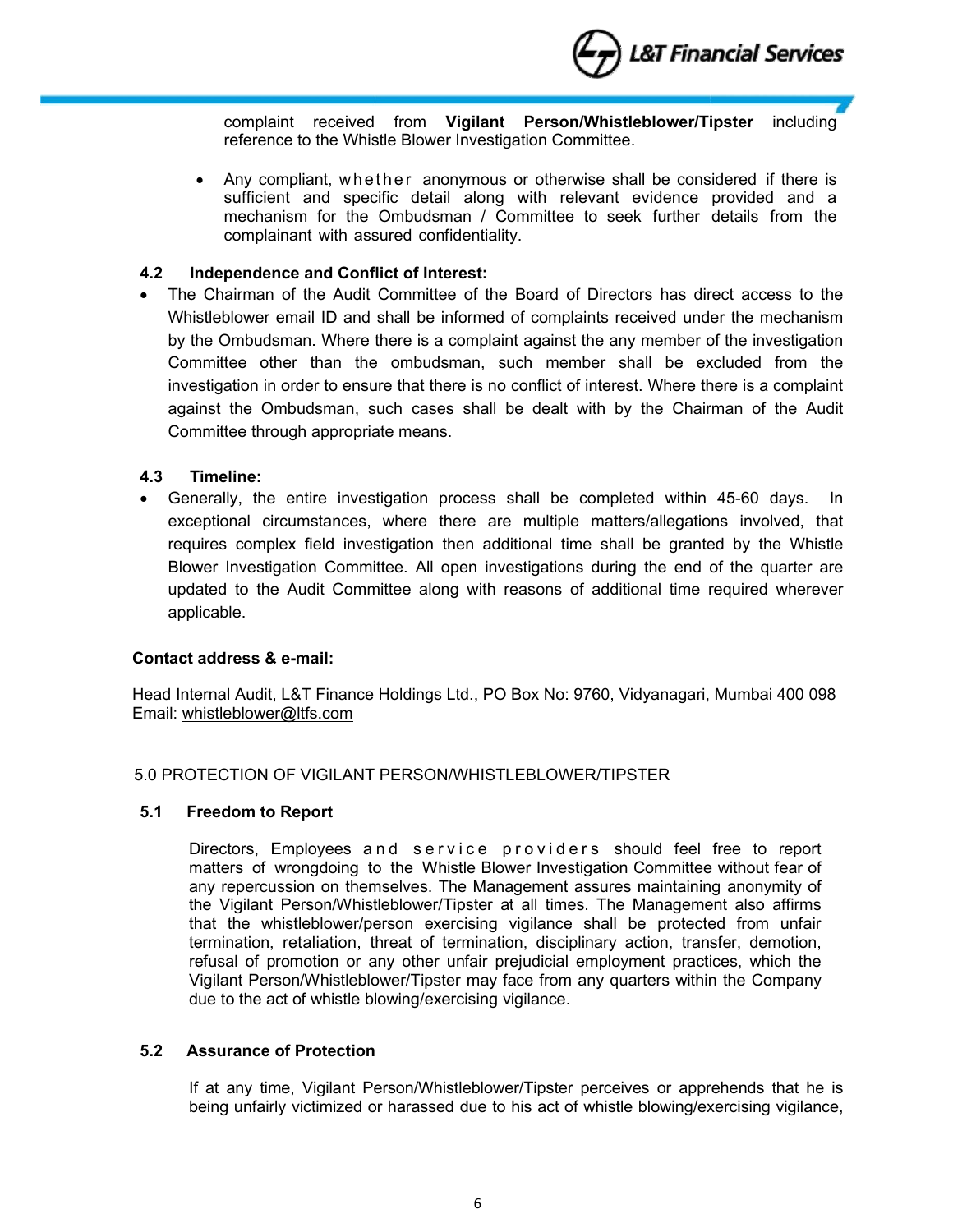complaint received from **Vigilant Person/Whistleblower/Tipster** including reference to the Whistle Blower Investigation Committee.

- Any compliant, whether anonymous or otherwise shall be considered if there is sufficient and specific detail along with relevant evidence provided and a mechanism for the Ombudsman / Committee to seek further details from the complainant with assured confidentiality.

### 4.2 Independence and Conflict of Interest:

- The Chairman of the Audit Committee of the Board of Directors has direct access to the Whistleblower email ID and shall be informed of complaints received under the mechanism by the Ombudsman. Where there is a complaint against the any member of the investigation Committee other than the ombudsman, such member shall be excluded from the investigation in order to ensure that there is no conflict of interest. Where there is a complaint against the Ombudsman, such cases shall be dealt with by the Chairman of the Audit Committee through appropriate means.

### 4.3 Timeline:

- Generally, the entire investigation process shall be completed within 45-60 days. In exceptional circumstances, where there are multiple matters/allegations involved, that requires complex field investigation then additional time shall be granted by the Whistle Blower Investigation Committee. All open investigations during the end of the quarter are updated to the Audit Committee along with reasons of additional time required wherever applicable.

**Contact address & e-mail:**

Head Internal Audit, L&T Finance Holdings Ltd., PO Box No: 9760, Vidyanagari, Mumbai 400 098
Email: whistleblower@ltfs.com

## 5.0 PROTECTION OF VIGILANT PERSON/WHISTLEBLOWER/TIPSTER

### 5.1 Freedom to Report

Directors, Employees and service providers should feel free to report matters of wrongdoing to the Whistle Blower Investigation Committee without fear of any repercussion on themselves. The Management assures maintaining anonymity of the Vigilant Person/Whistleblower/Tipster at all times. The Management also affirms that the whistleblower/person exercising vigilance shall be protected from unfair termination, retaliation, threat of termination, disciplinary action, transfer, demotion, refusal of promotion or any other unfair prejudicial employment practices, which the Vigilant Person/Whistleblower/Tipster may face from any quarters within the Company due to the act of whistle blowing/exercising vigilance.

### 5.2 Assurance of Protection

If at any time, Vigilant Person/Whistleblower/Tipster perceives or apprehends that he is being unfairly victimized or harassed due to his act of whistle blowing/exercising vigilance,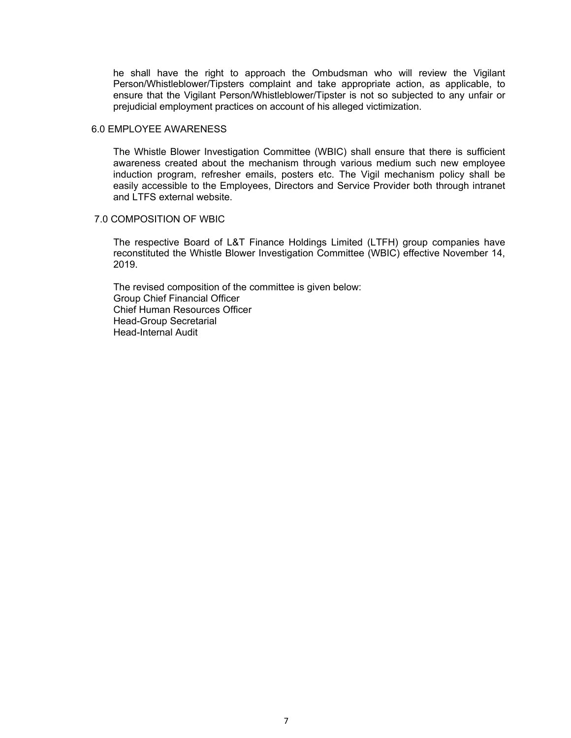he shall have the right to approach the Ombudsman who will review the Vigilant Person/Whistleblower/Tipsters complaint and take appropriate action, as applicable, to ensure that the Vigilant Person/Whistleblower/Tipster is not so subjected to any unfair or prejudicial employment practices on account of his alleged victimization.

## 6.0 EMPLOYEE AWARENESS

The Whistle Blower Investigation Committee (WBIC) shall ensure that there is sufficient awareness created about the mechanism through various medium such new employee induction program, refresher emails, posters etc. The Vigil mechanism policy shall be easily accessible to the Employees, Directors and Service Provider both through intranet and LTFS external website.

## 7.0 COMPOSITION OF WBIC

The respective Board of L&T Finance Holdings Limited (LTFH) group companies have reconstituted the Whistle Blower Investigation Committee (WBIC) effective November 14, 2019.

The revised composition of the committee is given below:
Group Chief Financial Officer
Chief Human Resources Officer
Head-Group Secretarial
Head-Internal Audit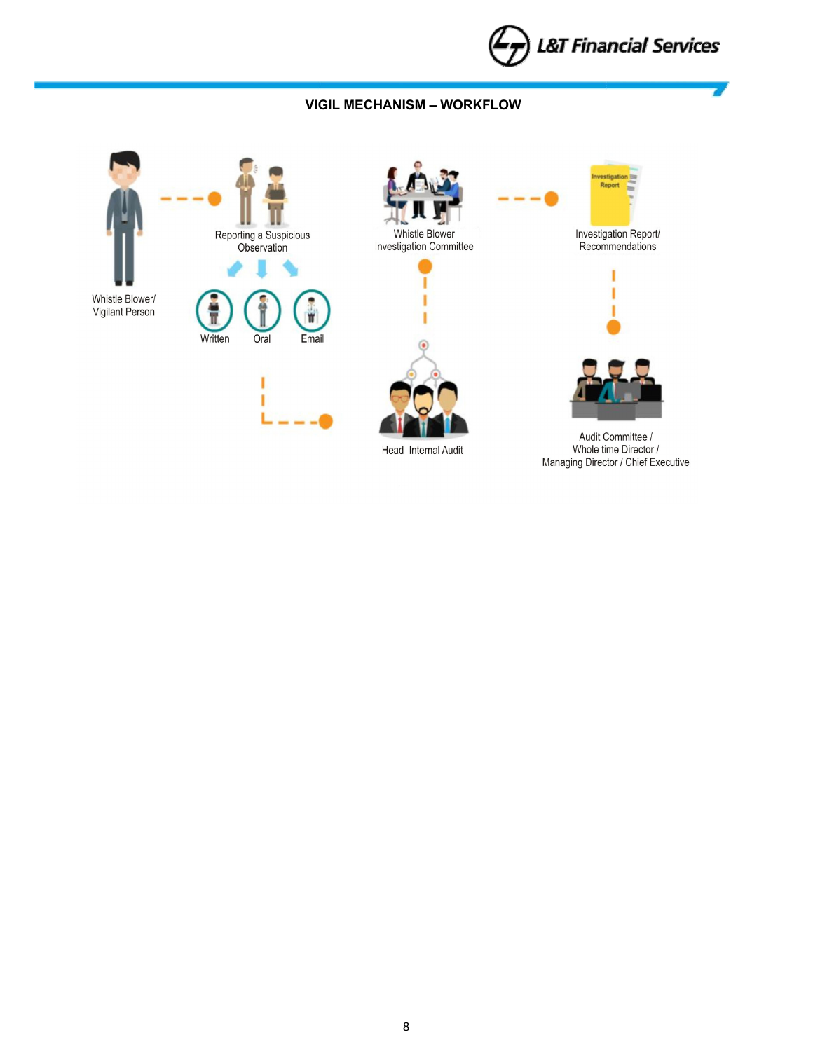## VIGIL MECHANISM – WORKFLOW

Whistle Blower/
Vigilant Person

Reporting a Suspicious
Observation

Written

Oral

Email

Whistle Blower
Investigation Committee

Head Internal Audit

Investigation Report/
Recommendations

Audit Committee /
Whole time Director /
Managing Director / Chief Executive